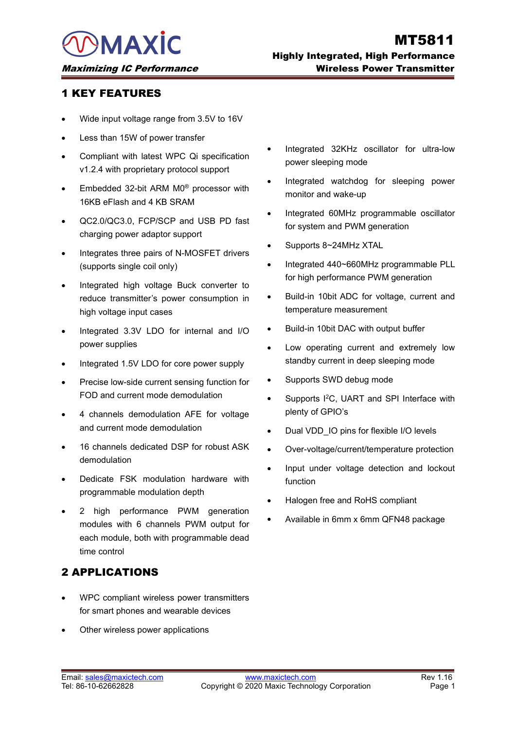# MT5811

**Highly Integrated, High Performance Wireless Power Transmitter**

***Maximizing IC Performance***

## 1 KEY FEATURES

- Wide input voltage range from 3.5V to 16V
- Less than 15W of power transfer
- Compliant with latest WPC Qi specification v1.2.4 with proprietary protocol support
- Embedded 32-bit ARM M0® processor with 16KB eFlash and 4 KB SRAM
- QC2.0/QC3.0, FCP/SCP and USB PD fast charging power adaptor support
- Integrates three pairs of N-MOSFET drivers (supports single coil only)
- Integrated high voltage Buck converter to reduce transmitter's power consumption in high voltage input cases
- Integrated 3.3V LDO for internal and I/O power supplies
- Integrated 1.5V LDO for core power supply
- Precise low-side current sensing function for FOD and current mode demodulation
- 4 channels demodulation AFE for voltage and current mode demodulation
- 16 channels dedicated DSP for robust ASK demodulation
- Dedicate FSK modulation hardware with programmable modulation depth
- 2 high performance PWM generation modules with 6 channels PWM output for each module, both with programmable dead time control
- Integrated 32KHz oscillator for ultra-low power sleeping mode
- Integrated watchdog for sleeping power monitor and wake-up
- Integrated 60MHz programmable oscillator for system and PWM generation
- Supports 8~24MHz XTAL
- Integrated 440~660MHz programmable PLL for high performance PWM generation
- Build-in 10bit ADC for voltage, current and temperature measurement
- Build-in 10bit DAC with output buffer
- Low operating current and extremely low standby current in deep sleeping mode
- Supports SWD debug mode
- Supports $I^2C$, UART and SPI Interface with plenty of GPIO's
- Dual VDD_IO pins for flexible I/O levels
- Over-voltage/current/temperature protection
- Input under voltage detection and lockout function
- Halogen free and RoHS compliant
- Available in 6mm x 6mm QFN48 package

## 2 APPLICATIONS

- WPC compliant wireless power transmitters for smart phones and wearable devices
- Other wireless power applications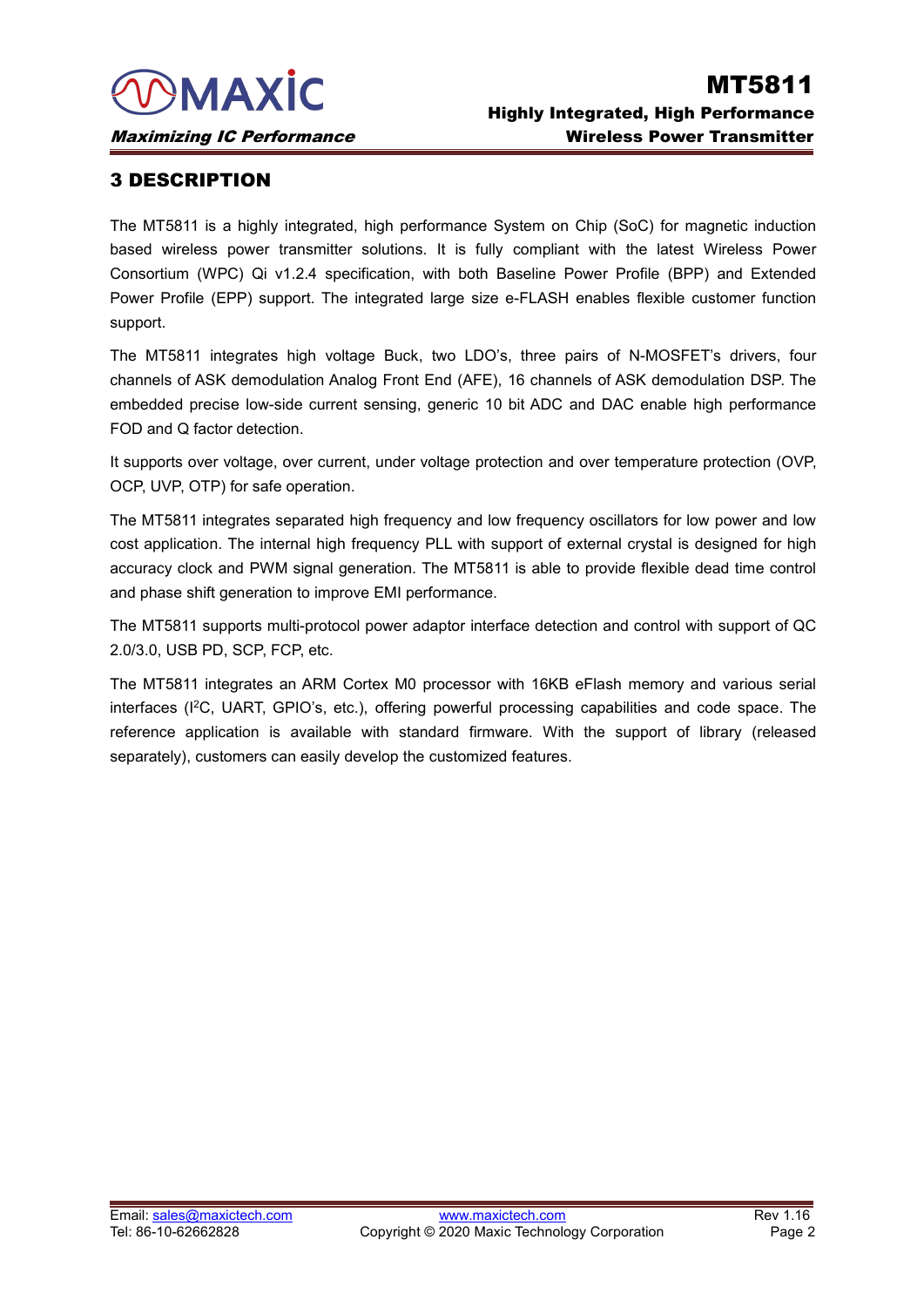## 3 DESCRIPTION

The MT5811 is a highly integrated, high performance System on Chip (SoC) for magnetic induction based wireless power transmitter solutions. It is fully compliant with the latest Wireless Power Consortium (WPC) Qi v1.2.4 specification, with both Baseline Power Profile (BPP) and Extended Power Profile (EPP) support. The integrated large size e-FLASH enables flexible customer function support.

The MT5811 integrates high voltage Buck, two LDO's, three pairs of N-MOSFET's drivers, four channels of ASK demodulation Analog Front End (AFE), 16 channels of ASK demodulation DSP. The embedded precise low-side current sensing, generic 10 bit ADC and DAC enable high performance FOD and Q factor detection.

It supports over voltage, over current, under voltage protection and over temperature protection (OVP, OCP, UVP, OTP) for safe operation.

The MT5811 integrates separated high frequency and low frequency oscillators for low power and low cost application. The internal high frequency PLL with support of external crystal is designed for high accuracy clock and PWM signal generation. The MT5811 is able to provide flexible dead time control and phase shift generation to improve EMI performance.

The MT5811 supports multi-protocol power adaptor interface detection and control with support of QC 2.0/3.0, USB PD, SCP, FCP, etc.

The MT5811 integrates an ARM Cortex M0 processor with 16KB eFlash memory and various serial interfaces ($I^2C$, UART, GPIO's, etc.), offering powerful processing capabilities and code space. The reference application is available with standard firmware. With the support of library (released separately), customers can easily develop the customized features.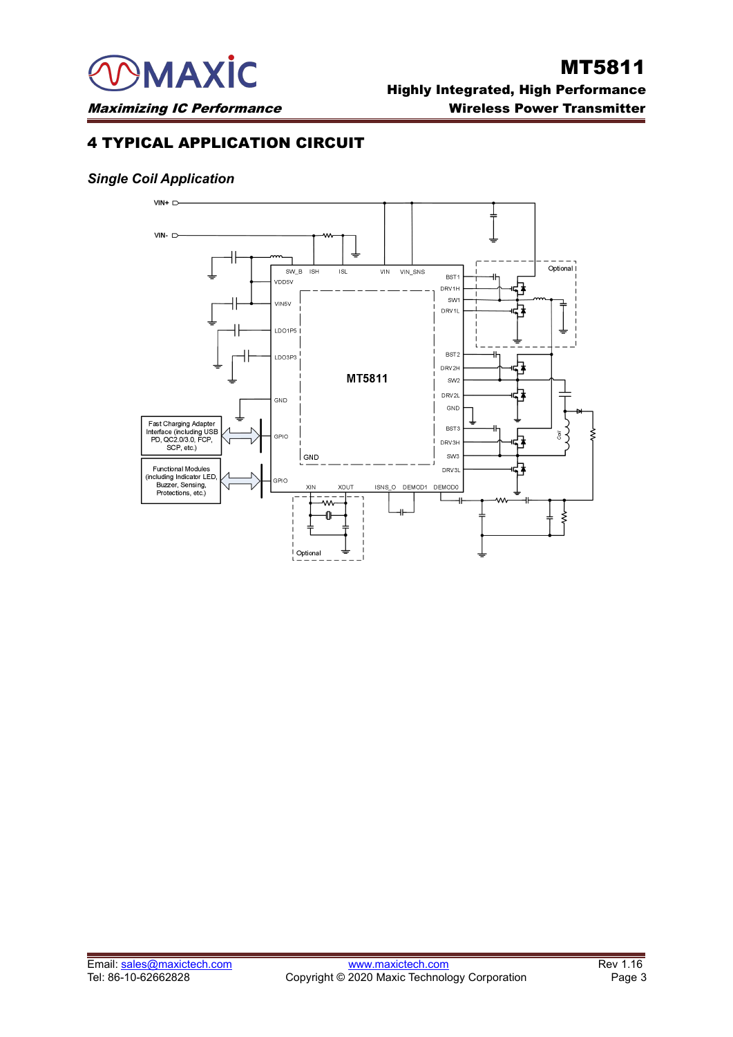# 4 TYPICAL APPLICATION CIRCUIT

*Single Coil Application*

VIN+

VIN-

SW_B ISH ISL VIN VIN_SNS

VDD5V

VIN5V

LDO1P5

LDO3P3

GND

GPIO

GPIO

MT5811

GND

XIN XOUT ISNS_O DEMOD1 DEMOD0

BST1

DRV1H

SW1

DRV1L

BST2

DRV2H

SW2

DRV2L

GND

BST3

DRV3H

SW3

DRV3L

Optional

Coil

Fast Charging Adapter Interface (including USB PD, QC2.0/3.0, FCP, SCP, etc.)

Functional Modules (including Indicator LED, Buzzer, Sensing, Protections, etc.)

Optional